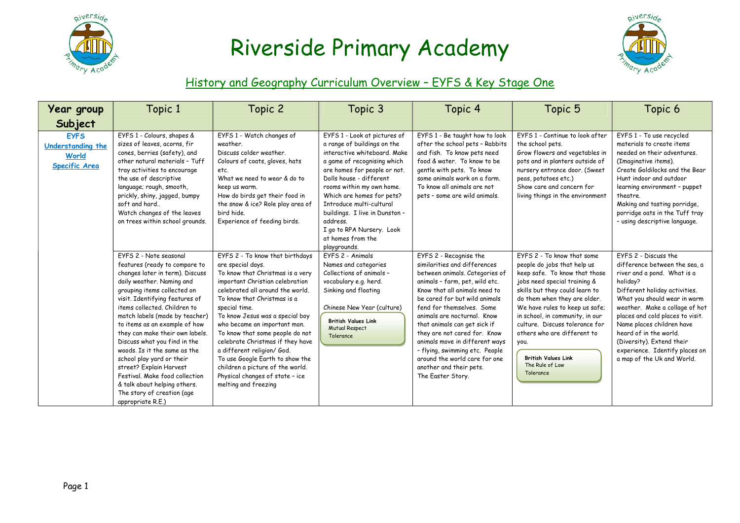# Riverside Primary Academy

## History and Geography Curriculum Overview – EYFS & Key Stage One

| Year group Subject | Topic 1 | Topic 2 | Topic 3 | Topic 4 | Topic 5 | Topic 6 |
|---|---|---|---|---|---|---|
| **EYFS Understanding the World Specific Area** | EYFS 1 - Colours, shapes & sizes of leaves, acorns, fir cones, berries (safety), and other natural materials – Tuff tray activities to encourage the use of descriptive language; rough, smooth, prickly, shiny, jagged, bumpy soft and hard.. Watch changes of the leaves on trees within school grounds. | EYFS 1 - Watch changes of weather. Discuss colder weather. Colours of coats, gloves, hats etc. What we need to wear & do to keep us warm. How do birds get their food in the snow & ice? Role play area of bird hide. Experience of feeding birds. | EYFS 1 - Look at pictures of a range of buildings on the interactive whiteboard. Make a game of recognising which are homes for people or not. Dolls house - different rooms within my own home. Which are homes for pets? Introduce multi-cultural buildings. I live in Dunston – address. I go to RPA Nursery. Look at homes from the playgrounds. | EYFS 1 - Be taught how to look after the school pets – Rabbits and fish. To know pets need food & water. To know to be gentle with pets. To know some animals work on a farm. To know all animals are not pets – some are wild animals. | EYFS 1 - Continue to look after the school pets. Grow flowers and vegetables in pots and in planters outside of nursery entrance door. (Sweet peas, potatoes etc.) Show care and concern for living things in the environment | EYFS 1 - To use recycled materials to create items needed on their adventures. (Imaginative items). Create Goldilocks and the Bear Hunt indoor and outdoor learning environment – puppet theatre. Making and tasting porridge, porridge oats in the Tuff tray – using descriptive language. |
| | EYFS 2 - Note seasonal features (ready to compare to changes later in term). Discuss daily weather. Naming and grouping items collected on visit. Identifying features of items collected. Children to match labels (made by teacher) to items as an example of how they can make their own labels. Discuss what you find in the woods. Is it the same as the school play yard or their street? Explain Harvest Festival. Make food collection & talk about helping others. The story of creation (age appropriate R.E.) | EYFS 2 - To know that birthdays are special days. To know that Christmas is a very important Christian celebration celebrated all around the world. To know that Christmas is a special time. To know Jesus was a special boy who became an important man. To know that some people do not celebrate Christmas if they have a different religion/ God. To use Google Earth to show the children a picture of the world. Physical changes of state – ice melting and freezing | EYFS 2 - Animals Names and categories Collections of animals – vocabulary e.g. herd. Sinking and floating<br><br>Chinese New Year (culture)<br><br>**British Values Link** Mutual Respect Tolerance | EYFS 2 - Recognise the similarities and differences between animals. Categories of animals – farm, pet, wild etc. Know that all animals need to be cared for but wild animals fend for themselves. Some animals are nocturnal. Know that animals can get sick if they are not cared for. Know animals move in different ways – flying, swimming etc. People around the world care for one another and their pets. The Easter Story. | EYFS 2 - To know that some people do jobs that help us keep safe. To know that those jobs need special training & skills but they could learn to do them when they are older. We have rules to keep us safe; in school, in community, in our culture. Discuss tolerance for others who are different to you.<br><br>**British Values Link** The Rule of Law Tolerance | EYFS 2 - Discuss the difference between the sea, a river and a pond. What is a holiday? Different holiday activities. What you should wear in warm weather. Make a collage of hot places and cold places to visit. Name places children have heard of in the world. (Diversity). Extend their experience. Identify places on a map of the Uk and World. |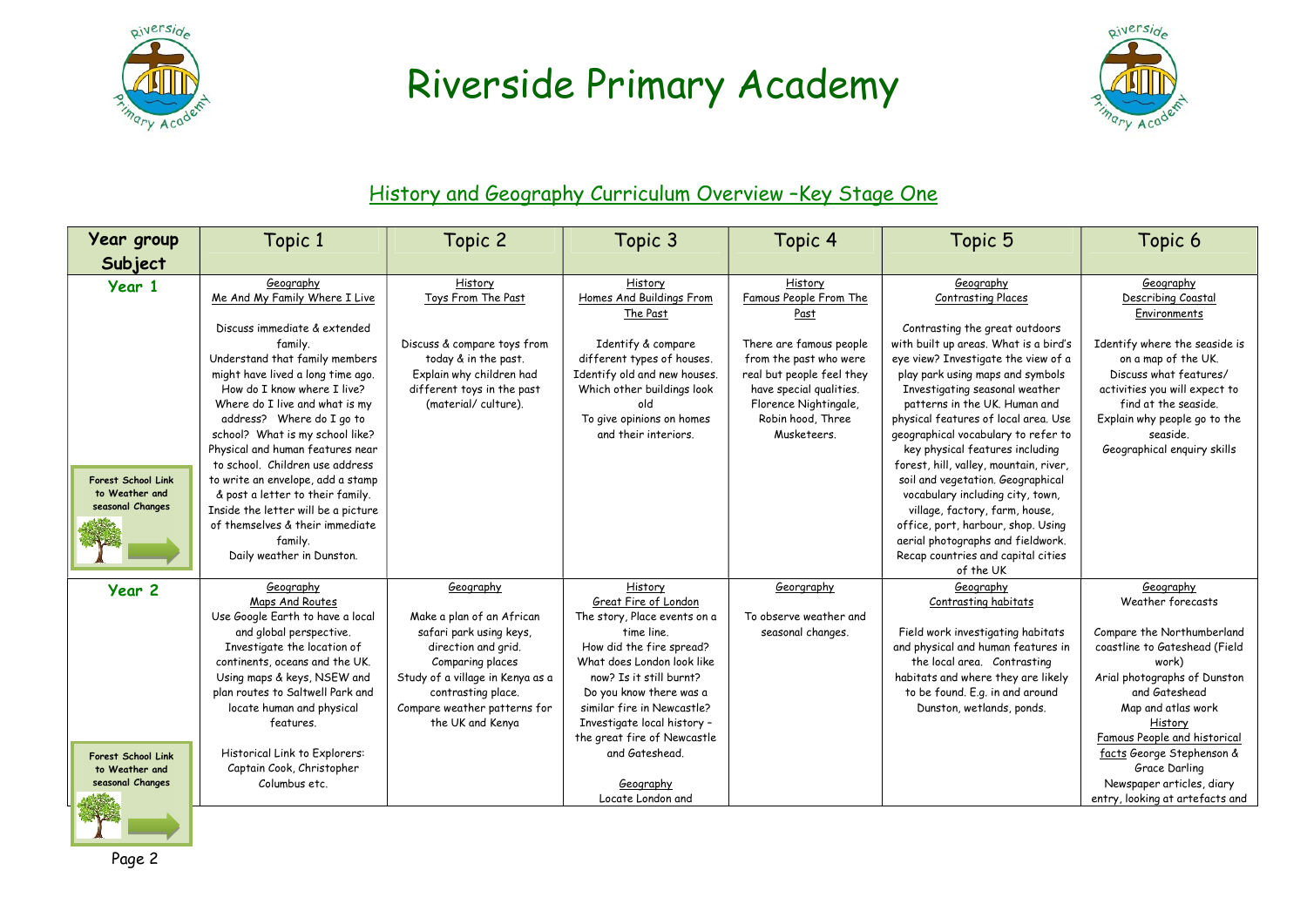# Riverside Primary Academy

## History and Geography Curriculum Overview –Key Stage One

| Year group Subject | Topic 1 | Topic 2 | Topic 3 | Topic 4 | Topic 5 | Topic 6 |
|---|---|---|---|---|---|---|
| **Year 1**<br><br>Forest School Link to Weather and seasonal Changes | Geography<br>Me And My Family Where I Live<br><br>Discuss immediate & extended family.<br>Understand that family members might have lived a long time ago.<br>How do I know where I live?<br>Where do I live and what is my address? Where do I go to school? What is my school like?<br>Physical and human features near to school. Children use address to write an envelope, add a stamp & post a letter to their family. Inside the letter will be a picture of themselves & their immediate family.<br>Daily weather in Dunston. | History<br>Toys From The Past<br><br>Discuss & compare toys from today & in the past.<br>Explain why children had different toys in the past (material/ culture). | History<br>Homes And Buildings From The Past<br><br>Identify & compare different types of houses.<br>Identify old and new houses.<br>Which other buildings look old<br>To give opinions on homes and their interiors. | History<br>Famous People From The Past<br><br>There are famous people from the past who were real but people feel they have special qualities.<br>Florence Nightingale, Robin hood, Three Musketeers. | Geography<br>Contrasting Places<br><br>Contrasting the great outdoors with built up areas. What is a bird's eye view? Investigate the view of a play park using maps and symbols<br>Investigating seasonal weather patterns in the UK. Human and physical features of local area. Use geographical vocabulary to refer to key physical features including forest, hill, valley, mountain, river, soil and vegetation. Geographical vocabulary including city, town, village, factory, farm, house, office, port, harbour, shop. Using aerial photographs and fieldwork.<br>Recap countries and capital cities of the UK | Geography<br>Describing Coastal Environments<br><br>Identify where the seaside is on a map of the UK.<br>Discuss what features/ activities you will expect to find at the seaside.<br>Explain why people go to the seaside.<br>Geographical enquiry skills |
| **Year 2**<br><br>Forest School Link to Weather and seasonal Changes | Geography<br>Maps And Routes<br>Use Google Earth to have a local and global perspective.<br>Investigate the location of continents, oceans and the UK.<br>Using maps & keys, NSEW and plan routes to Saltwell Park and locate human and physical features.<br><br>Historical Link to Explorers: Captain Cook, Christopher Columbus etc. | Geography<br><br>Make a plan of an African safari park using keys, direction and grid.<br>Comparing places<br>Study of a village in Kenya as a contrasting place.<br>Compare weather patterns for the UK and Kenya | History<br>Great Fire of London<br>The story, Place events on a time line.<br>How did the fire spread?<br>What does London look like now? Is it still burnt?<br>Do you know there was a similar fire in Newcastle?<br>Investigate local history – the great fire of Newcastle and Gateshead.<br><br>Geography<br>Locate London and | Geogrraphy<br><br>To observe weather and seasonal changes. | Geography<br>Contrasting habitats<br><br>Field work investigating habitats and physical and human features in the local area. Contrasting habitats and where they are likely to be found. E.g. in and around Dunston, wetlands, ponds. | Geography<br>Weather forecasts<br><br>Compare the Northumberland coastline to Gateshead (Field work)<br>Arial photographs of Dunston and Gateshead<br>Map and atlas work<br>History<br>Famous People and historical facts George Stephenson & Grace Darling<br>Newspaper articles, diary entry, looking at artefacts and |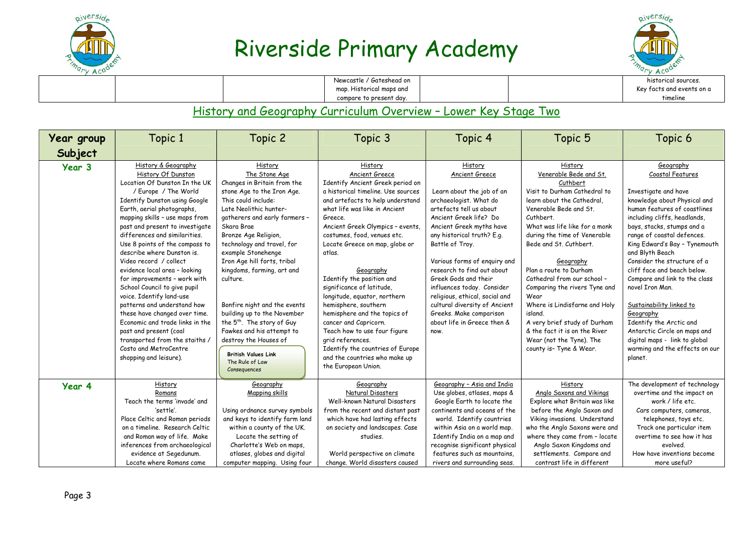# Riverside Primary Academy

| | | | | | | |
|---|---|---|---|---|---|---|
| | | | Newcastle / Gateshead on map. Historical maps and compare to present day. | | | historical sources. Key facts and events on a timeline |

## History and Geography Curriculum Overview – Lower Key Stage Two

| Year group Subject | Topic 1 | Topic 2 | Topic 3 | Topic 4 | Topic 5 | Topic 6 |
|---|---|---|---|---|---|---|
| **Year 3** | History & Geography<br>History Of Dunston<br>Location Of Dunston In the UK / Europe / The World<br>Identify Dunston using Google Earth, aerial photographs, mapping skills – use maps from past and present to investigate differences and similarities.<br>Use 8 points of the compass to describe where Dunston is.<br>Video record / collect evidence local area – looking for improvements – work with School Council to give pupil voice. Identify land-use patterns and understand how these have changed over time.<br>Economic and trade links in the past and present (coal transported from the staiths / Costo and MetroCentre shopping and leisure). | History<br>The Stone Age<br>Changes in Britain from the stone Age to the Iron Age.<br>This could include:<br>Late Neolithic hunter-gatherers and early farmers – Skara Brae<br>Bronze Age Religion, technology and travel, for example Stonehenge<br>Iron Age hill forts, tribal kingdoms, farming, art and culture.<br><br>Bonfire night and the events building up to the November the 5th. The story of Guy Fawkes and his attempt to destroy the Houses of<br><br>**British Values Link**<br>The Rule of Law<br>Consequences | History<br>Ancient Greece<br>Identify Ancient Greek period on a historical timeline. Use sources and artefacts to help understand what life was like in Ancient Greece.<br>Ancient Greek Olympics – events, costumes, food, venues etc.<br>Locate Greece on map, globe or atlas.<br><br>Geography<br>Identify the position and significance of latitude, longitude, equator, northern hemisphere, southern hemisphere and the topics of cancer and Capricorn.<br>Teach how to use four figure grid references.<br>Identify the countries of Europe and the countries who make up the European Union. | History<br>Ancient Greece<br><br>Learn about the job of an archaeologist. What do artefacts tell us about Ancient Greek life? Do Ancient Greek myths have any historical truth? E.g. Battle of Troy.<br><br>Various forms of enquiry and research to find out about Greek Gods and their influences today. Consider religious, ethical, social and cultural diversity of Ancient Greeks. Make comparison about life in Greece then & now. | History<br>Venerable Bede and St. Cuthbert<br>Visit to Durham Cathedral to learn about the Cathedral, Venerable Bede and St. Cuthbert.<br>What was life like for a monk during the time of Venerable Bede and St. Cuthbert.<br><br>Geography<br>Plan a route to Durham Cathedral from our school – Comparing the rivers Tyne and Wear<br>Where is Lindisfarne and Holy island.<br>A very brief study of Durham & the fact it is on the River Wear (not the Tyne). The county is– Tyne & Wear. | Geography<br>Coastal Features<br><br>Investigate and have knowledge about Physical and human features of coastlines including cliffs, headlands, bays, stacks, stumps and a range of coastal defences.<br>King Edward's Bay – Tynemouth and Blyth Beach<br>Consider the structure of a cliff face and beach below.<br>Compare and link to the class novel Iron Man.<br><br>Sustainability linked to Geography<br>Identify the Arctic and Antarctic Circle on maps and digital maps - link to global warming and the effects on our planet. |
| **Year 4** | History<br>Romans<br>Teach the terms 'invade' and 'settle'.<br>Place Celtic and Roman periods on a timeline. Research Celtic and Roman way of life. Make inferences from archaeological evidence at Segedunum.<br>Locate where Romans came | Geography<br>Mapping skills<br><br>Using ordnance survey symbols and keys to identify farm land within a county of the UK.<br>Locate the setting of Charlotte's Web on maps, atlases, globes and digital computer mapping. Using four | Geography<br>Natural Disasters<br>Well-known Natural Disasters from the recent and distant past which have had lasting effects on society and landscapes. Case studies.<br><br>World perspective on climate change. World disasters caused | Geography – Asia and India<br>Use globes, atlases, maps & Google Earth to locate the continents and oceans of the world. Identify countries within Asia on a world map.<br>Identify India on a map and recognise significant physical features such as mountains, rivers and surrounding seas. | History<br>Anglo Saxons and Vikings<br>Explore what Britain was like before the Anglo Saxon and Viking invasions. Understand who the Anglo Saxons were and where they came from – locate Anglo Saxon Kingdoms and settlements. Compare and contrast life in different | The development of technology overtime and the impact on work / life etc.<br>Cars computers, cameras, telephones, toys etc.<br>Track one particular item overtime to see how it has evolved.<br>How have inventions become more useful? |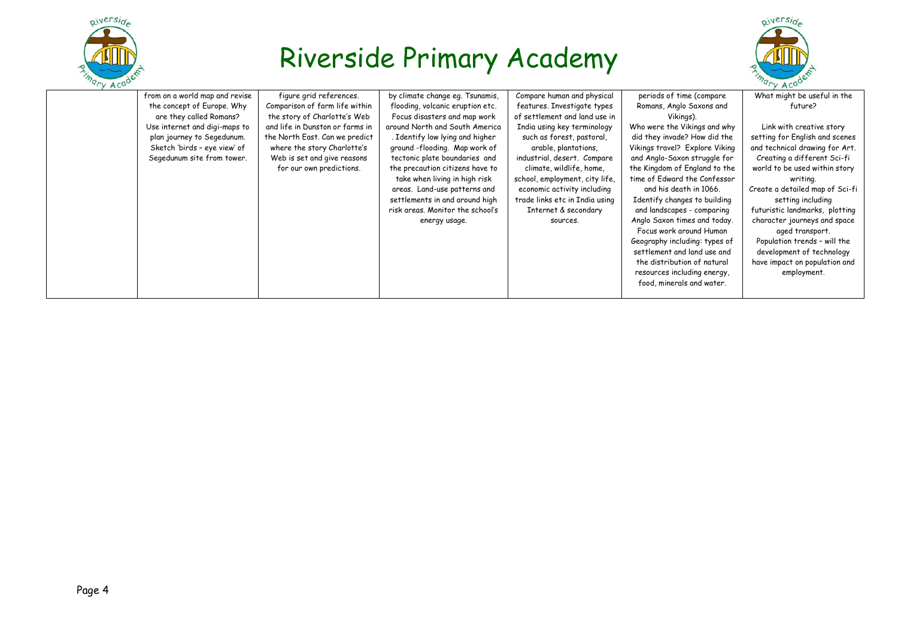# Riverside Primary Academy

| | | | | | | |
|---|---|---|---|---|---|---|
| | from on a world map and revise the concept of Europe. Why are they called Romans? Use internet and digi-maps to plan journey to Segedunum. Sketch 'birds – eye view' of Segedunum site from tower. | figure grid references. Comparison of farm life within the story of Charlotte's Web and life in Dunston or farms in the North East. Can we predict where the story Charlotte's Web is set and give reasons for our own predictions. | by climate change eg. Tsunamis, flooding, volcanic eruption etc. Focus disasters and map work around North and South America . Identify low lying and higher ground -flooding. Map work of tectonic plate boundaries and the precaution citizens have to take when living in high risk areas. Land-use patterns and settlements in and around high risk areas. Monitor the school's energy usage. | Compare human and physical features. Investigate types of settlement and land use in India using key terminology such as forest, pastoral, arable, plantations, industrial, desert. Compare climate, wildlife, home, school, employment, city life, economic activity including trade links etc in India using Internet & secondary sources. | periods of time (compare Romans, Anglo Saxons and Vikings). Who were the Vikings and why did they invade? How did the Vikings travel? Explore Viking and Anglo-Saxon struggle for the Kingdom of England to the time of Edward the Confessor and his death in 1066. Identify changes to building and landscapes - comparing Anglo Saxon times and today. Focus work around Human Geography including: types of settlement and land use and the distribution of natural resources including energy, food, minerals and water. | What might be useful in the future?<br><br>Link with creative story setting for English and scenes and technical drawing for Art. Creating a different Sci-fi world to be used within story writing. Create a detailed map of Sci-fi setting including futuristic landmarks, plotting character journeys and space aged transport. Population trends – will the development of technology have impact on population and employment. |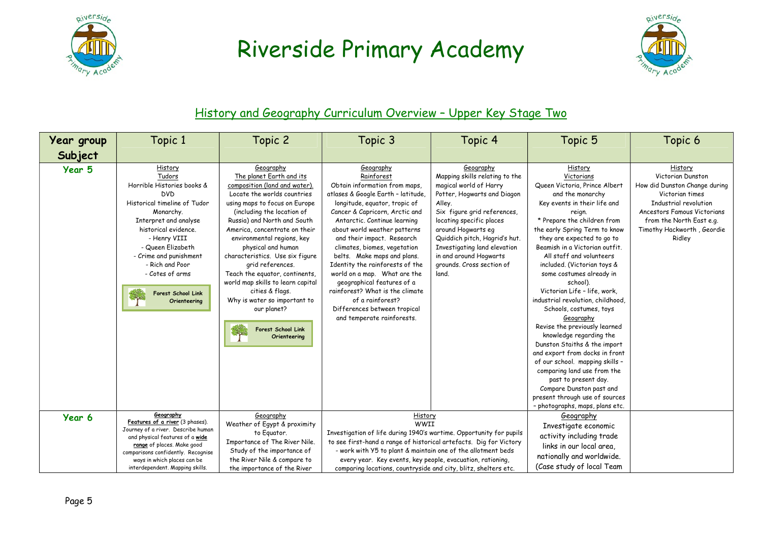# Riverside Primary Academy

## History and Geography Curriculum Overview – Upper Key Stage Two

| Year group Subject | Topic 1 | Topic 2 | Topic 3 | Topic 4 | Topic 5 | Topic 6 |
|---|---|---|---|---|---|---|
| **Year 5** | History<br>Tudors<br>Horrible Histories books & DVD<br>Historical timeline of Tudor Monarchy.<br>Interpret and analyse historical evidence.<br>- Henry VIII<br>- Queen Elizabeth<br>- Crime and punishment<br>- Rich and Poor<br>- Cotes of arms<br>**Forest School Link Orienteering** | Geography<br>The planet Earth and its composition (land and water).<br>Locate the worlds countries using maps to focus on Europe (including the location of Russia) and North and South America, concentrate on their environmental regions, key physical and human characteristics. Use six figure grid references.<br>Teach the equator, continents, world map skills to learn capital cities & flags.<br>Why is water so important to our planet?<br>**Forest School Link Orienteering** | Geography<br>Rainforest<br>Obtain information from maps, atlases & Google Earth – latitude, longitude, equator, tropic of Cancer & Capricorn, Arctic and Antarctic. Continue learning about world weather patterns and their impact. Research climates, biomes, vegetation belts. Make maps and plans. Identity the rainforests of the world on a map. What are the geographical features of a rainforest? What is the climate of a rainforest?<br>Differences between tropical and temperate rainforests. | Geography<br>Mapping skills relating to the magical world of Harry Potter, Hogwarts and Diagon Alley.<br>Six figure grid references, locating specific places around Hogwarts eg Quiddich pitch, Hagrid's hut. Investigating land elevation in and around Hogwarts grounds. Cross section of land. | History<br>Victorians<br>Queen Victoria, Prince Albert and the monarchy<br>Key events in their life and reign.<br>* Prepare the children from the early Spring Term to know they are expected to go to Beamish in a Victorian outfit. All staff and volunteers included. (Victorian toys & some costumes already in school).<br>Victorian Life – life, work, industrial revolution, childhood, Schools, costumes, toys<br>Geography<br>Revise the previously learned knowledge regarding the Dunston Staiths & the import and export from docks in front of our school. mapping skills – comparing land use from the past to present day.<br>Compare Dunston past and present through use of sources – photographs, maps, plans etc. | History<br>Victorian Dunston<br>How did Dunston Change during Victorian times<br>Industrial revolution<br>Ancestors Famous Victorians from the North East e.g. Timothy Hackworth , Geordie Ridley |
| **Year 6** | Geography<br>**Features of a river** (3 phases). Journey of a river. Describe human and physical features of a **wide range** of places. Make good comparisons confidently. Recognise ways in which places can be interdependent. Mapping skills. | Geography<br>Weather of Egypt & proximity to Equator.<br>Importance of The River Nile. Study of the importance of the River Nile & compare to the importance of the River | History<br>WWII<br>Investigation of life during 1940's wartime. Opportunity for pupils to see first-hand a range of historical artefacts. Dig for Victory - work with Y5 to plant & maintain one of the allotment beds every year. Key events, key people, evacuation, rationing, comparing locations, countryside and city, blitz, shelters etc. | | Geography<br>Investigate economic activity including trade links in our local area, nationally and worldwide. (Case study of local Team | |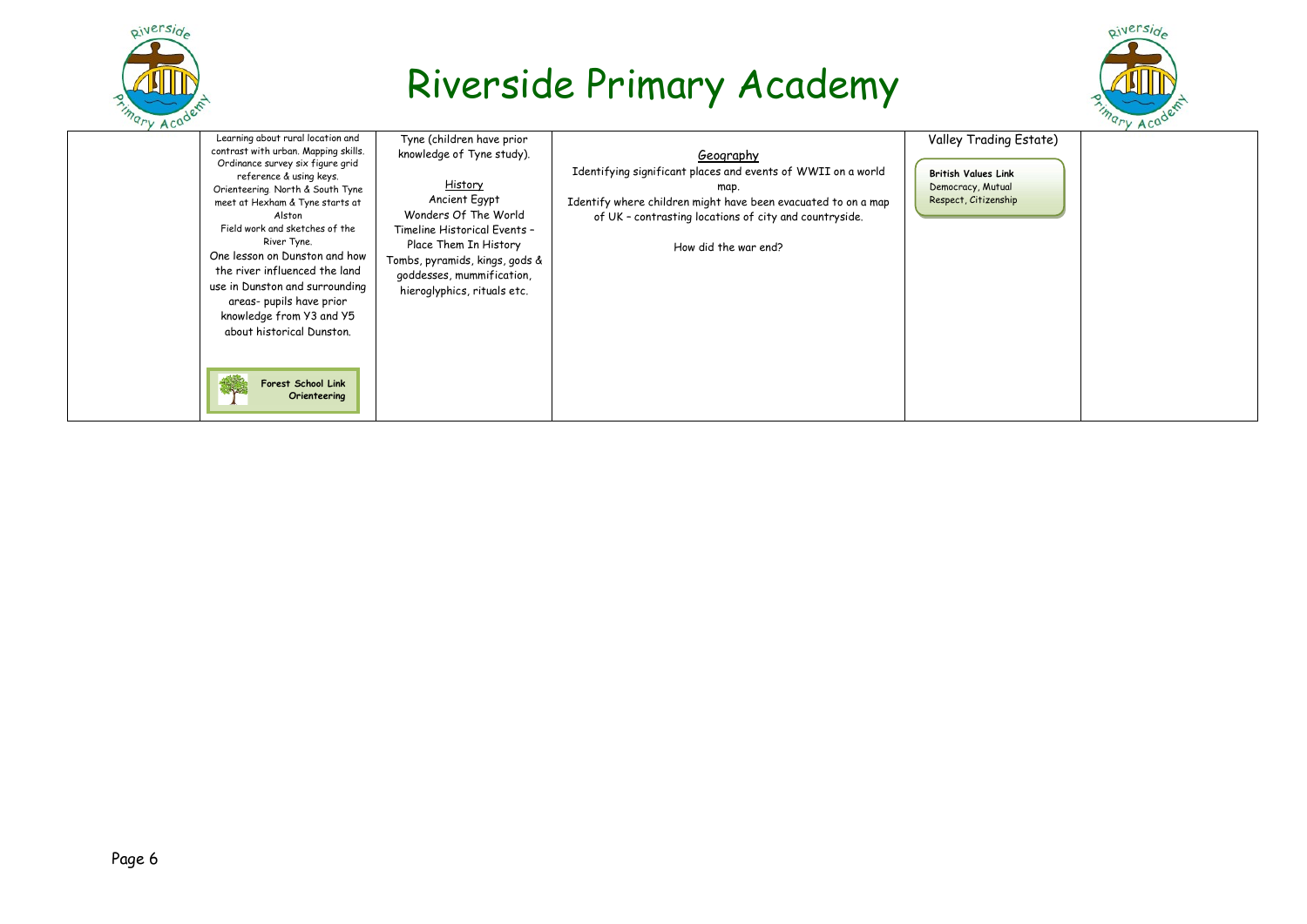# Riverside Primary Academy

| | | | | | |
|---|---|---|---|---|---|
| | Learning about rural location and contrast with urban. Mapping skills. Ordinance survey six figure grid reference & using keys. Orienteering. North & South Tyne meet at Hexham & Tyne starts at Alston Field work and sketches of the River Tyne. One lesson on Dunston and how the river influenced the land use in Dunston and surrounding areas- pupils have prior knowledge from Y3 and Y5 about historical Dunston. **Forest School Link** **Orienteering** | Tyne (children have prior knowledge of Tyne study). History Ancient Egypt Wonders Of The World Timeline Historical Events – Place Them In History Tombs, pyramids, kings, gods & goddesses, mummification, hieroglyphics, rituals etc. | Geography Identifying significant places and events of WWII on a world map. Identify where children might have been evacuated to on a map of UK – contrasting locations of city and countryside. How did the war end? | Valley Trading Estate) **British Values Link** Democracy, Mutual Respect, Citizenship | |